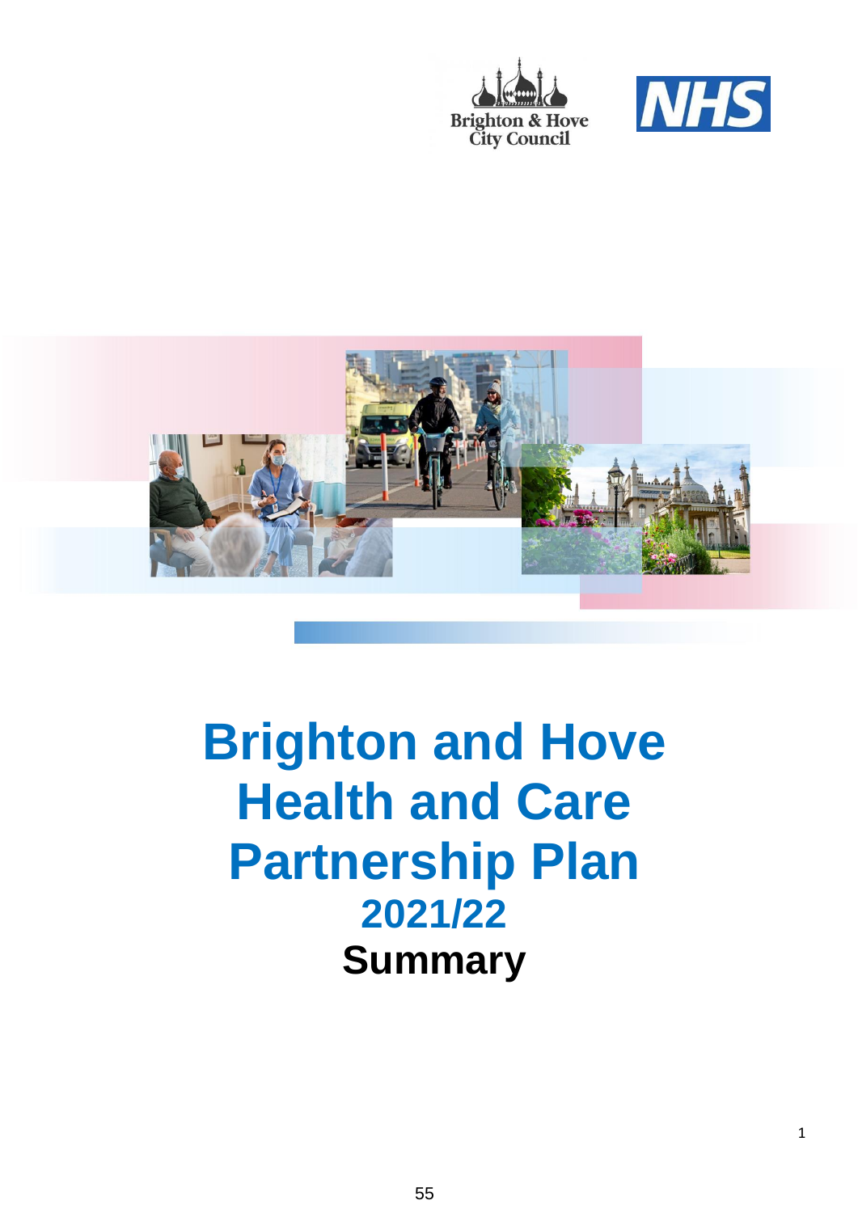Brighton & Hove City Council

NHS

# Brighton and Hove Health and Care Partnership Plan

## 2021/22

## Summary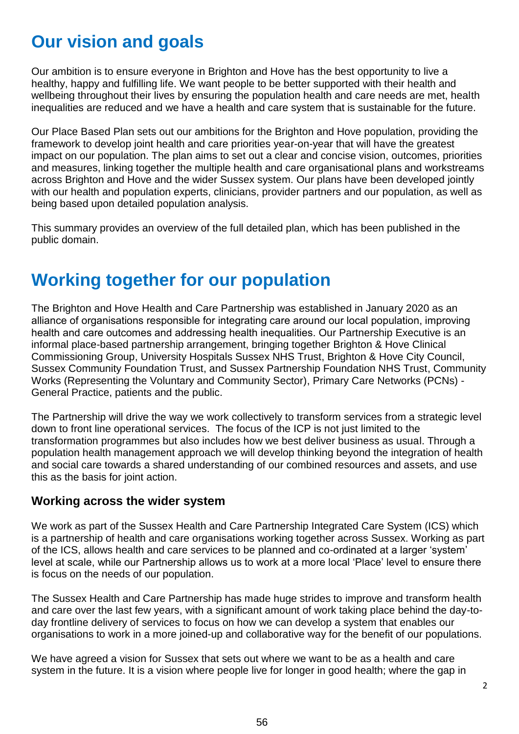# Our vision and goals

Our ambition is to ensure everyone in Brighton and Hove has the best opportunity to live a healthy, happy and fulfilling life. We want people to be better supported with their health and wellbeing throughout their lives by ensuring the population health and care needs are met, health inequalities are reduced and we have a health and care system that is sustainable for the future.

Our Place Based Plan sets out our ambitions for the Brighton and Hove population, providing the framework to develop joint health and care priorities year-on-year that will have the greatest impact on our population. The plan aims to set out a clear and concise vision, outcomes, priorities and measures, linking together the multiple health and care organisational plans and workstreams across Brighton and Hove and the wider Sussex system. Our plans have been developed jointly with our health and population experts, clinicians, provider partners and our population, as well as being based upon detailed population analysis.

This summary provides an overview of the full detailed plan, which has been published in the public domain.

# Working together for our population

The Brighton and Hove Health and Care Partnership was established in January 2020 as an alliance of organisations responsible for integrating care around our local population, improving health and care outcomes and addressing health inequalities. Our Partnership Executive is an informal place-based partnership arrangement, bringing together Brighton & Hove Clinical Commissioning Group, University Hospitals Sussex NHS Trust, Brighton & Hove City Council, Sussex Community Foundation Trust, and Sussex Partnership Foundation NHS Trust, Community Works (Representing the Voluntary and Community Sector), Primary Care Networks (PCNs) - General Practice, patients and the public.

The Partnership will drive the way we work collectively to transform services from a strategic level down to front line operational services. The focus of the ICP is not just limited to the transformation programmes but also includes how we best deliver business as usual. Through a population health management approach we will develop thinking beyond the integration of health and social care towards a shared understanding of our combined resources and assets, and use this as the basis for joint action.

## Working across the wider system

We work as part of the Sussex Health and Care Partnership Integrated Care System (ICS) which is a partnership of health and care organisations working together across Sussex. Working as part of the ICS, allows health and care services to be planned and co-ordinated at a larger 'system' level at scale, while our Partnership allows us to work at a more local 'Place' level to ensure there is focus on the needs of our population.

The Sussex Health and Care Partnership has made huge strides to improve and transform health and care over the last few years, with a significant amount of work taking place behind the day-to-day frontline delivery of services to focus on how we can develop a system that enables our organisations to work in a more joined-up and collaborative way for the benefit of our populations.

We have agreed a vision for Sussex that sets out where we want to be as a health and care system in the future. It is a vision where people live for longer in good health; where the gap in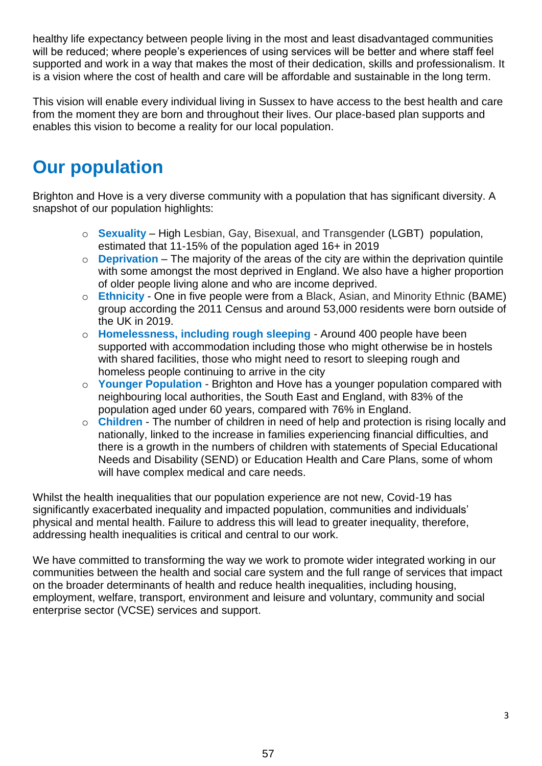healthy life expectancy between people living in the most and least disadvantaged communities will be reduced; where people's experiences of using services will be better and where staff feel supported and work in a way that makes the most of their dedication, skills and professionalism. It is a vision where the cost of health and care will be affordable and sustainable in the long term.

This vision will enable every individual living in Sussex to have access to the best health and care from the moment they are born and throughout their lives. Our place-based plan supports and enables this vision to become a reality for our local population.

# Our population

Brighton and Hove is a very diverse community with a population that has significant diversity. A snapshot of our population highlights:

- **Sexuality** – High Lesbian, Gay, Bisexual, and Transgender (LGBT) population, estimated that 11-15% of the population aged 16+ in 2019
- **Deprivation** – The majority of the areas of the city are within the deprivation quintile with some amongst the most deprived in England. We also have a higher proportion of older people living alone and who are income deprived.
- **Ethnicity** - One in five people were from a Black, Asian, and Minority Ethnic (BAME) group according the 2011 Census and around 53,000 residents were born outside of the UK in 2019.
- **Homelessness, including rough sleeping** - Around 400 people have been supported with accommodation including those who might otherwise be in hostels with shared facilities, those who might need to resort to sleeping rough and homeless people continuing to arrive in the city
- **Younger Population** - Brighton and Hove has a younger population compared with neighbouring local authorities, the South East and England, with 83% of the population aged under 60 years, compared with 76% in England.
- **Children** - The number of children in need of help and protection is rising locally and nationally, linked to the increase in families experiencing financial difficulties, and there is a growth in the numbers of children with statements of Special Educational Needs and Disability (SEND) or Education Health and Care Plans, some of whom will have complex medical and care needs.

Whilst the health inequalities that our population experience are not new, Covid-19 has significantly exacerbated inequality and impacted population, communities and individuals' physical and mental health. Failure to address this will lead to greater inequality, therefore, addressing health inequalities is critical and central to our work.

We have committed to transforming the way we work to promote wider integrated working in our communities between the health and social care system and the full range of services that impact on the broader determinants of health and reduce health inequalities, including housing, employment, welfare, transport, environment and leisure and voluntary, community and social enterprise sector (VCSE) services and support.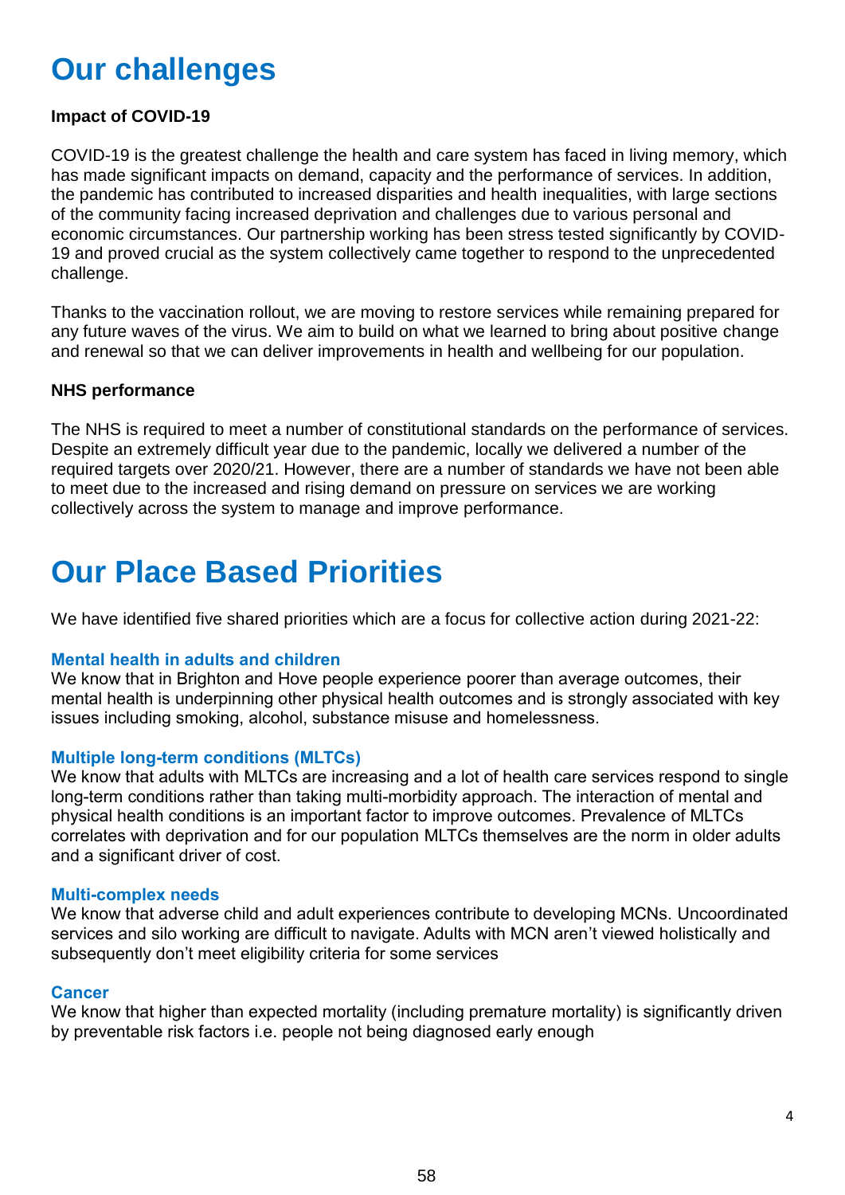# Our challenges

**Impact of COVID-19**

COVID-19 is the greatest challenge the health and care system has faced in living memory, which has made significant impacts on demand, capacity and the performance of services. In addition, the pandemic has contributed to increased disparities and health inequalities, with large sections of the community facing increased deprivation and challenges due to various personal and economic circumstances. Our partnership working has been stress tested significantly by COVID-19 and proved crucial as the system collectively came together to respond to the unprecedented challenge.

Thanks to the vaccination rollout, we are moving to restore services while remaining prepared for any future waves of the virus. We aim to build on what we learned to bring about positive change and renewal so that we can deliver improvements in health and wellbeing for our population.

**NHS performance**

The NHS is required to meet a number of constitutional standards on the performance of services. Despite an extremely difficult year due to the pandemic, locally we delivered a number of the required targets over 2020/21. However, there are a number of standards we have not been able to meet due to the increased and rising demand on pressure on services we are working collectively across the system to manage and improve performance.

# Our Place Based Priorities

We have identified five shared priorities which are a focus for collective action during 2021-22:

### Mental health in adults and children

We know that in Brighton and Hove people experience poorer than average outcomes, their mental health is underpinning other physical health outcomes and is strongly associated with key issues including smoking, alcohol, substance misuse and homelessness.

### Multiple long-term conditions (MLTCs)

We know that adults with MLTCs are increasing and a lot of health care services respond to single long-term conditions rather than taking multi-morbidity approach. The interaction of mental and physical health conditions is an important factor to improve outcomes. Prevalence of MLTCs correlates with deprivation and for our population MLTCs themselves are the norm in older adults and a significant driver of cost.

### Multi-complex needs

We know that adverse child and adult experiences contribute to developing MCNs. Uncoordinated services and silo working are difficult to navigate. Adults with MCN aren't viewed holistically and subsequently don't meet eligibility criteria for some services

### Cancer

We know that higher than expected mortality (including premature mortality) is significantly driven by preventable risk factors i.e. people not being diagnosed early enough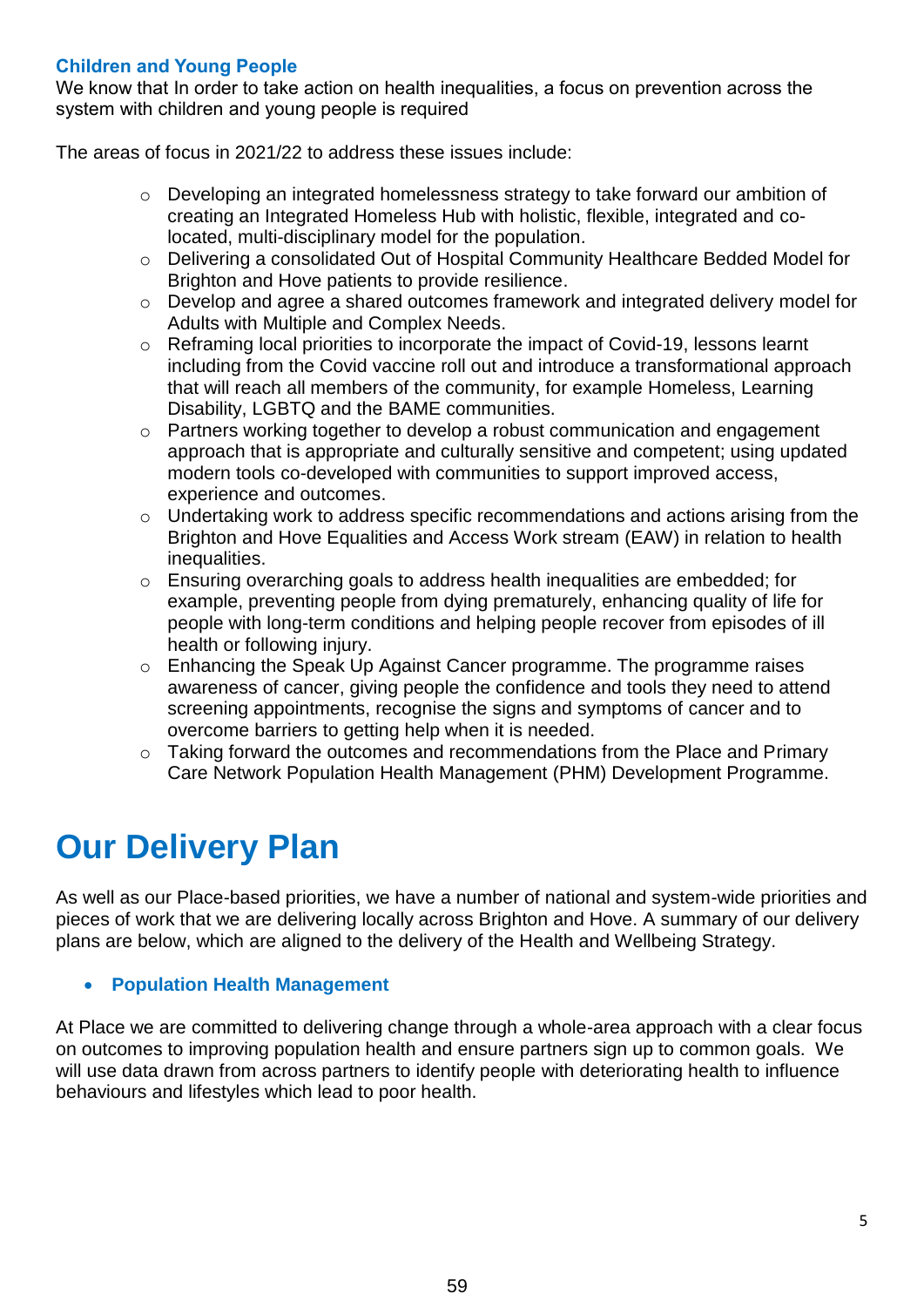### Children and Young People

We know that In order to take action on health inequalities, a focus on prevention across the system with children and young people is required

The areas of focus in 2021/22 to address these issues include:

- Developing an integrated homelessness strategy to take forward our ambition of creating an Integrated Homeless Hub with holistic, flexible, integrated and co-located, multi-disciplinary model for the population.
- Delivering a consolidated Out of Hospital Community Healthcare Bedded Model for Brighton and Hove patients to provide resilience.
- Develop and agree a shared outcomes framework and integrated delivery model for Adults with Multiple and Complex Needs.
- Reframing local priorities to incorporate the impact of Covid-19, lessons learnt including from the Covid vaccine roll out and introduce a transformational approach that will reach all members of the community, for example Homeless, Learning Disability, LGBTQ and the BAME communities.
- Partners working together to develop a robust communication and engagement approach that is appropriate and culturally sensitive and competent; using updated modern tools co-developed with communities to support improved access, experience and outcomes.
- Undertaking work to address specific recommendations and actions arising from the Brighton and Hove Equalities and Access Work stream (EAW) in relation to health inequalities.
- Ensuring overarching goals to address health inequalities are embedded; for example, preventing people from dying prematurely, enhancing quality of life for people with long-term conditions and helping people recover from episodes of ill health or following injury.
- Enhancing the Speak Up Against Cancer programme. The programme raises awareness of cancer, giving people the confidence and tools they need to attend screening appointments, recognise the signs and symptoms of cancer and to overcome barriers to getting help when it is needed.
- Taking forward the outcomes and recommendations from the Place and Primary Care Network Population Health Management (PHM) Development Programme.

# Our Delivery Plan

As well as our Place-based priorities, we have a number of national and system-wide priorities and pieces of work that we are delivering locally across Brighton and Hove. A summary of our delivery plans are below, which are aligned to the delivery of the Health and Wellbeing Strategy.

- **Population Health Management**

At Place we are committed to delivering change through a whole-area approach with a clear focus on outcomes to improving population health and ensure partners sign up to common goals. We will use data drawn from across partners to identify people with deteriorating health to influence behaviours and lifestyles which lead to poor health.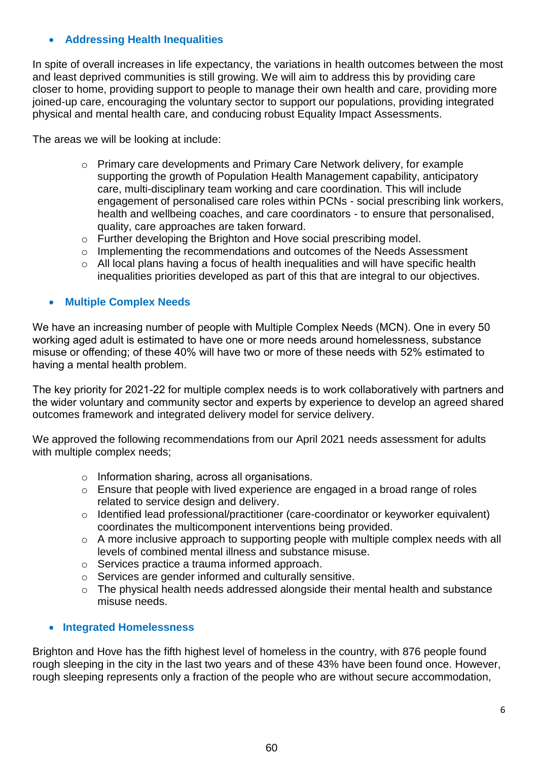- **Addressing Health Inequalities**

In spite of overall increases in life expectancy, the variations in health outcomes between the most and least deprived communities is still growing. We will aim to address this by providing care closer to home, providing support to people to manage their own health and care, providing more joined-up care, encouraging the voluntary sector to support our populations, providing integrated physical and mental health care, and conducing robust Equality Impact Assessments.

The areas we will be looking at include:

  - Primary care developments and Primary Care Network delivery, for example supporting the growth of Population Health Management capability, anticipatory care, multi-disciplinary team working and care coordination. This will include engagement of personalised care roles within PCNs - social prescribing link workers, health and wellbeing coaches, and care coordinators - to ensure that personalised, quality, care approaches are taken forward.
  - Further developing the Brighton and Hove social prescribing model.
  - Implementing the recommendations and outcomes of the Needs Assessment
  - All local plans having a focus of health inequalities and will have specific health inequalities priorities developed as part of this that are integral to our objectives.

- **Multiple Complex Needs**

We have an increasing number of people with Multiple Complex Needs (MCN). One in every 50 working aged adult is estimated to have one or more needs around homelessness, substance misuse or offending; of these 40% will have two or more of these needs with 52% estimated to having a mental health problem.

The key priority for 2021-22 for multiple complex needs is to work collaboratively with partners and the wider voluntary and community sector and experts by experience to develop an agreed shared outcomes framework and integrated delivery model for service delivery.

We approved the following recommendations from our April 2021 needs assessment for adults with multiple complex needs;

  - Information sharing, across all organisations.
  - Ensure that people with lived experience are engaged in a broad range of roles related to service design and delivery.
  - Identified lead professional/practitioner (care-coordinator or keyworker equivalent) coordinates the multicomponent interventions being provided.
  - A more inclusive approach to supporting people with multiple complex needs with all levels of combined mental illness and substance misuse.
  - Services practice a trauma informed approach.
  - Services are gender informed and culturally sensitive.
  - The physical health needs addressed alongside their mental health and substance misuse needs.

- **Integrated Homelessness**

Brighton and Hove has the fifth highest level of homeless in the country, with 876 people found rough sleeping in the city in the last two years and of these 43% have been found once. However, rough sleeping represents only a fraction of the people who are without secure accommodation,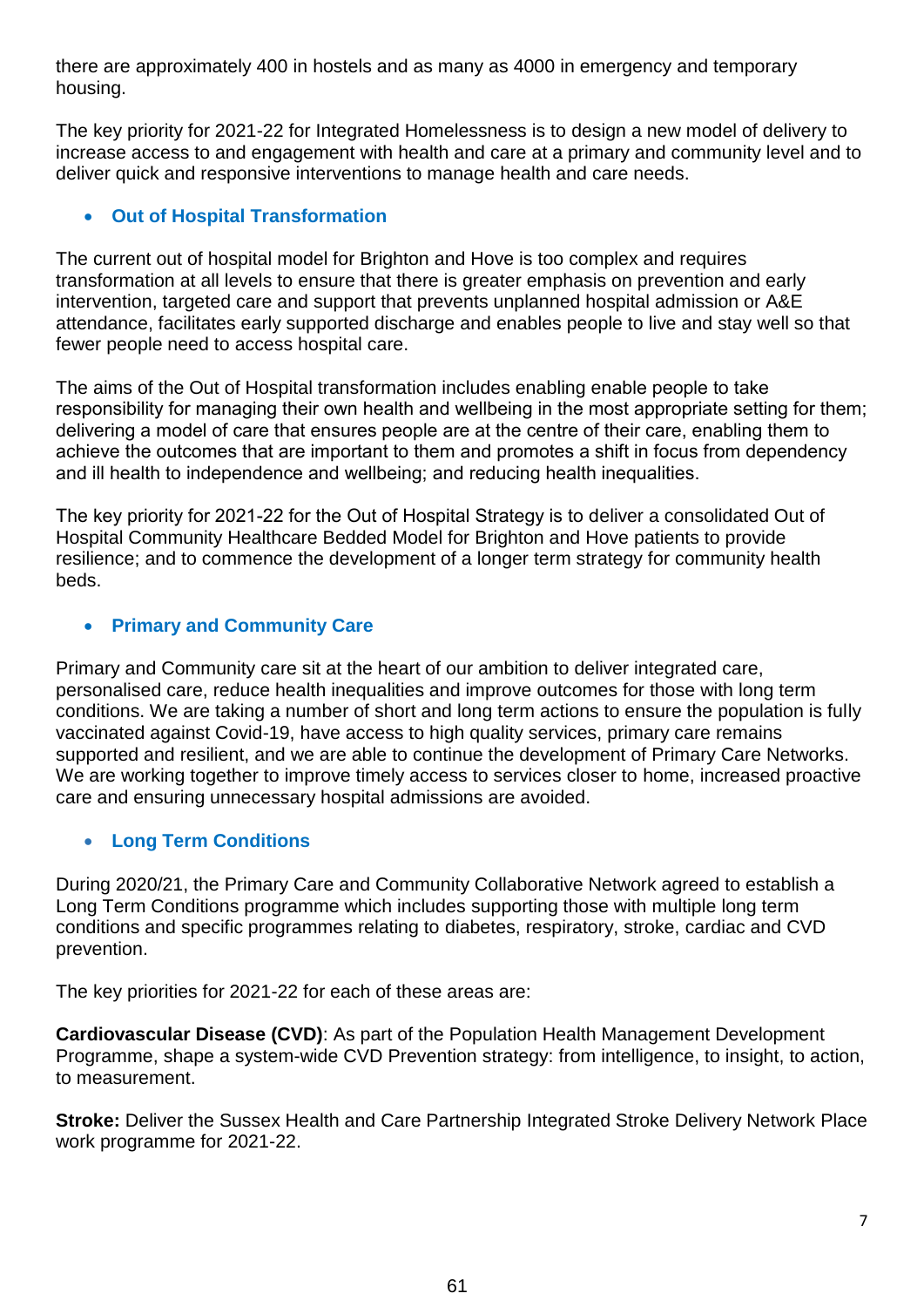there are approximately 400 in hostels and as many as 4000 in emergency and temporary housing.

The key priority for 2021-22 for Integrated Homelessness is to design a new model of delivery to increase access to and engagement with health and care at a primary and community level and to deliver quick and responsive interventions to manage health and care needs.

- **Out of Hospital Transformation**

The current out of hospital model for Brighton and Hove is too complex and requires transformation at all levels to ensure that there is greater emphasis on prevention and early intervention, targeted care and support that prevents unplanned hospital admission or A&E attendance, facilitates early supported discharge and enables people to live and stay well so that fewer people need to access hospital care.

The aims of the Out of Hospital transformation includes enabling enable people to take responsibility for managing their own health and wellbeing in the most appropriate setting for them; delivering a model of care that ensures people are at the centre of their care, enabling them to achieve the outcomes that are important to them and promotes a shift in focus from dependency and ill health to independence and wellbeing; and reducing health inequalities.

The key priority for 2021-22 for the Out of Hospital Strategy is to deliver a consolidated Out of Hospital Community Healthcare Bedded Model for Brighton and Hove patients to provide resilience; and to commence the development of a longer term strategy for community health beds.

- **Primary and Community Care**

Primary and Community care sit at the heart of our ambition to deliver integrated care, personalised care, reduce health inequalities and improve outcomes for those with long term conditions. We are taking a number of short and long term actions to ensure the population is fully vaccinated against Covid-19, have access to high quality services, primary care remains supported and resilient, and we are able to continue the development of Primary Care Networks. We are working together to improve timely access to services closer to home, increased proactive care and ensuring unnecessary hospital admissions are avoided.

- **Long Term Conditions**

During 2020/21, the Primary Care and Community Collaborative Network agreed to establish a Long Term Conditions programme which includes supporting those with multiple long term conditions and specific programmes relating to diabetes, respiratory, stroke, cardiac and CVD prevention.

The key priorities for 2021-22 for each of these areas are:

**Cardiovascular Disease (CVD)**: As part of the Population Health Management Development Programme, shape a system-wide CVD Prevention strategy: from intelligence, to insight, to action, to measurement.

**Stroke:** Deliver the Sussex Health and Care Partnership Integrated Stroke Delivery Network Place work programme for 2021-22.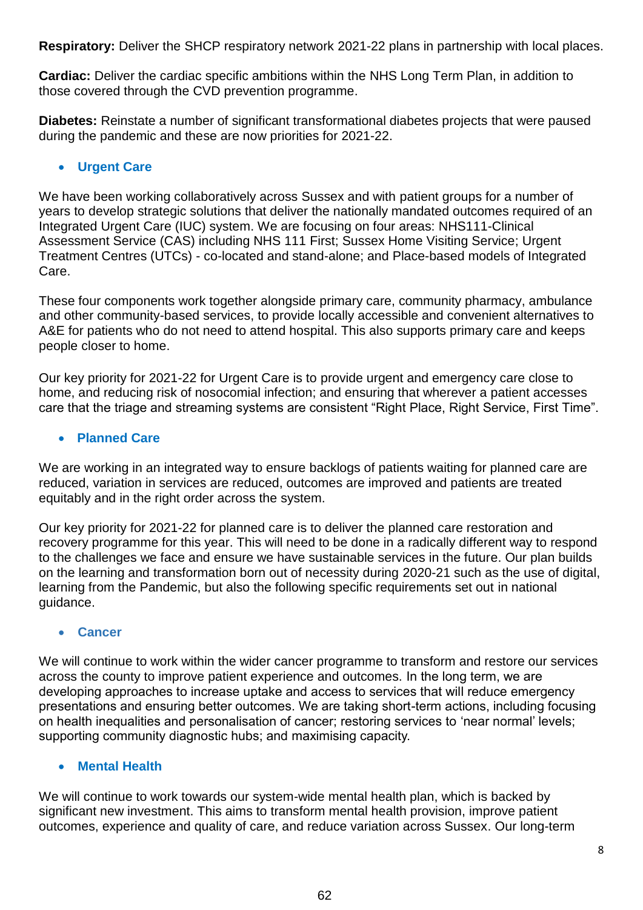**Respiratory:** Deliver the SHCP respiratory network 2021-22 plans in partnership with local places.

**Cardiac:** Deliver the cardiac specific ambitions within the NHS Long Term Plan, in addition to those covered through the CVD prevention programme.

**Diabetes:** Reinstate a number of significant transformational diabetes projects that were paused during the pandemic and these are now priorities for 2021-22.

- **Urgent Care**

We have been working collaboratively across Sussex and with patient groups for a number of years to develop strategic solutions that deliver the nationally mandated outcomes required of an Integrated Urgent Care (IUC) system. We are focusing on four areas: NHS111-Clinical Assessment Service (CAS) including NHS 111 First; Sussex Home Visiting Service; Urgent Treatment Centres (UTCs) - co-located and stand-alone; and Place-based models of Integrated Care.

These four components work together alongside primary care, community pharmacy, ambulance and other community-based services, to provide locally accessible and convenient alternatives to A&E for patients who do not need to attend hospital. This also supports primary care and keeps people closer to home.

Our key priority for 2021-22 for Urgent Care is to provide urgent and emergency care close to home, and reducing risk of nosocomial infection; and ensuring that wherever a patient accesses care that the triage and streaming systems are consistent "Right Place, Right Service, First Time".

- **Planned Care**

We are working in an integrated way to ensure backlogs of patients waiting for planned care are reduced, variation in services are reduced, outcomes are improved and patients are treated equitably and in the right order across the system.

Our key priority for 2021-22 for planned care is to deliver the planned care restoration and recovery programme for this year. This will need to be done in a radically different way to respond to the challenges we face and ensure we have sustainable services in the future. Our plan builds on the learning and transformation born out of necessity during 2020-21 such as the use of digital, learning from the Pandemic, but also the following specific requirements set out in national guidance.

- **Cancer**

We will continue to work within the wider cancer programme to transform and restore our services across the county to improve patient experience and outcomes. In the long term, we are developing approaches to increase uptake and access to services that will reduce emergency presentations and ensuring better outcomes. We are taking short-term actions, including focusing on health inequalities and personalisation of cancer; restoring services to 'near normal' levels; supporting community diagnostic hubs; and maximising capacity.

- **Mental Health**

We will continue to work towards our system-wide mental health plan, which is backed by significant new investment. This aims to transform mental health provision, improve patient outcomes, experience and quality of care, and reduce variation across Sussex. Our long-term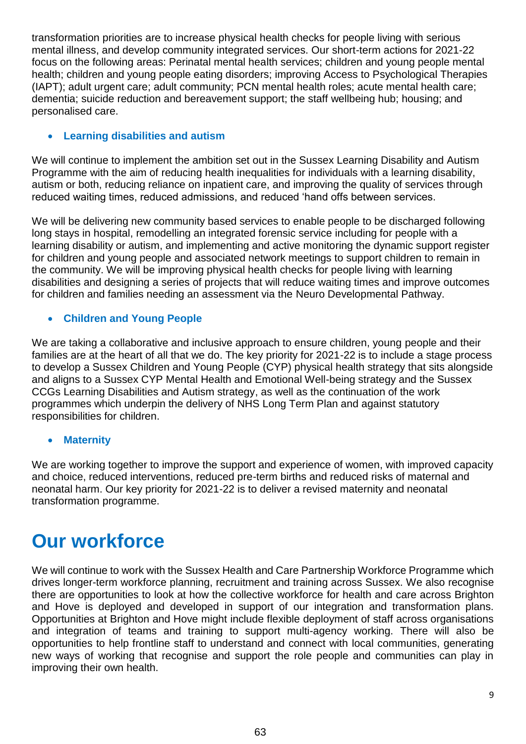transformation priorities are to increase physical health checks for people living with serious mental illness, and develop community integrated services. Our short-term actions for 2021-22 focus on the following areas: Perinatal mental health services; children and young people mental health; children and young people eating disorders; improving Access to Psychological Therapies (IAPT); adult urgent care; adult community; PCN mental health roles; acute mental health care; dementia; suicide reduction and bereavement support; the staff wellbeing hub; housing; and personalised care.

- **Learning disabilities and autism**

We will continue to implement the ambition set out in the Sussex Learning Disability and Autism Programme with the aim of reducing health inequalities for individuals with a learning disability, autism or both, reducing reliance on inpatient care, and improving the quality of services through reduced waiting times, reduced admissions, and reduced 'hand offs between services.

We will be delivering new community based services to enable people to be discharged following long stays in hospital, remodelling an integrated forensic service including for people with a learning disability or autism, and implementing and active monitoring the dynamic support register for children and young people and associated network meetings to support children to remain in the community. We will be improving physical health checks for people living with learning disabilities and designing a series of projects that will reduce waiting times and improve outcomes for children and families needing an assessment via the Neuro Developmental Pathway.

- **Children and Young People**

We are taking a collaborative and inclusive approach to ensure children, young people and their families are at the heart of all that we do. The key priority for 2021-22 is to include a stage process to develop a Sussex Children and Young People (CYP) physical health strategy that sits alongside and aligns to a Sussex CYP Mental Health and Emotional Well-being strategy and the Sussex CCGs Learning Disabilities and Autism strategy, as well as the continuation of the work programmes which underpin the delivery of NHS Long Term Plan and against statutory responsibilities for children.

- **Maternity**

We are working together to improve the support and experience of women, with improved capacity and choice, reduced interventions, reduced pre-term births and reduced risks of maternal and neonatal harm. Our key priority for 2021-22 is to deliver a revised maternity and neonatal transformation programme.

# Our workforce

We will continue to work with the Sussex Health and Care Partnership Workforce Programme which drives longer-term workforce planning, recruitment and training across Sussex. We also recognise there are opportunities to look at how the collective workforce for health and care across Brighton and Hove is deployed and developed in support of our integration and transformation plans. Opportunities at Brighton and Hove might include flexible deployment of staff across organisations and integration of teams and training to support multi-agency working. There will also be opportunities to help frontline staff to understand and connect with local communities, generating new ways of working that recognise and support the role people and communities can play in improving their own health.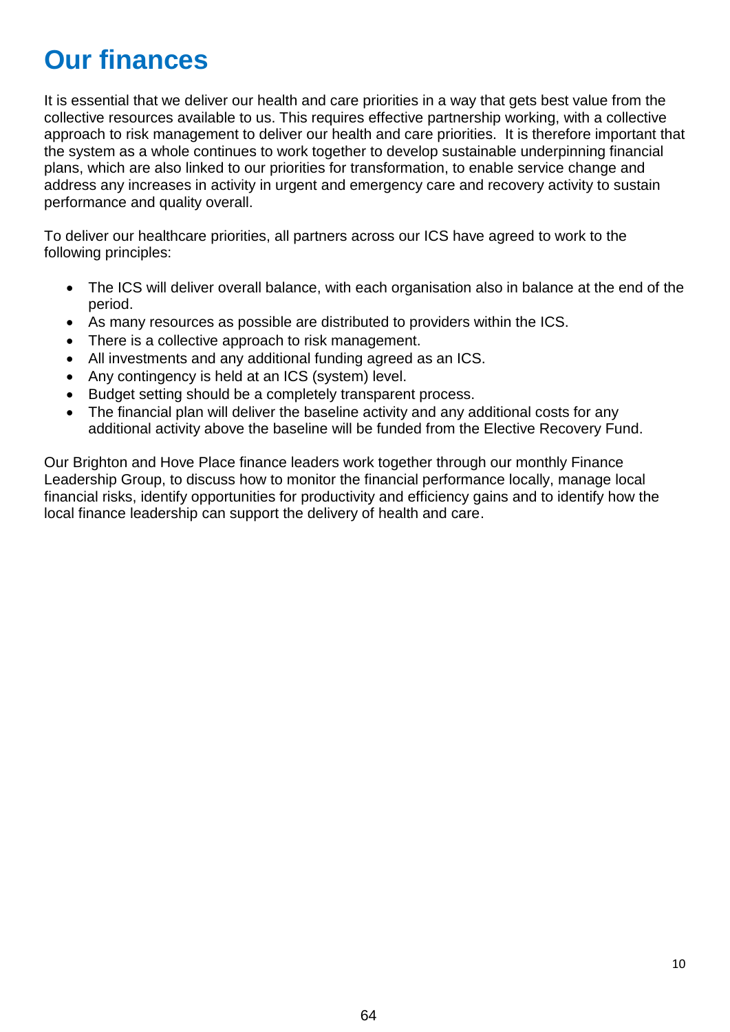# Our finances

It is essential that we deliver our health and care priorities in a way that gets best value from the collective resources available to us. This requires effective partnership working, with a collective approach to risk management to deliver our health and care priorities. It is therefore important that the system as a whole continues to work together to develop sustainable underpinning financial plans, which are also linked to our priorities for transformation, to enable service change and address any increases in activity in urgent and emergency care and recovery activity to sustain performance and quality overall.

To deliver our healthcare priorities, all partners across our ICS have agreed to work to the following principles:

- The ICS will deliver overall balance, with each organisation also in balance at the end of the period.
- As many resources as possible are distributed to providers within the ICS.
- There is a collective approach to risk management.
- All investments and any additional funding agreed as an ICS.
- Any contingency is held at an ICS (system) level.
- Budget setting should be a completely transparent process.
- The financial plan will deliver the baseline activity and any additional costs for any additional activity above the baseline will be funded from the Elective Recovery Fund.

Our Brighton and Hove Place finance leaders work together through our monthly Finance Leadership Group, to discuss how to monitor the financial performance locally, manage local financial risks, identify opportunities for productivity and efficiency gains and to identify how the local finance leadership can support the delivery of health and care.